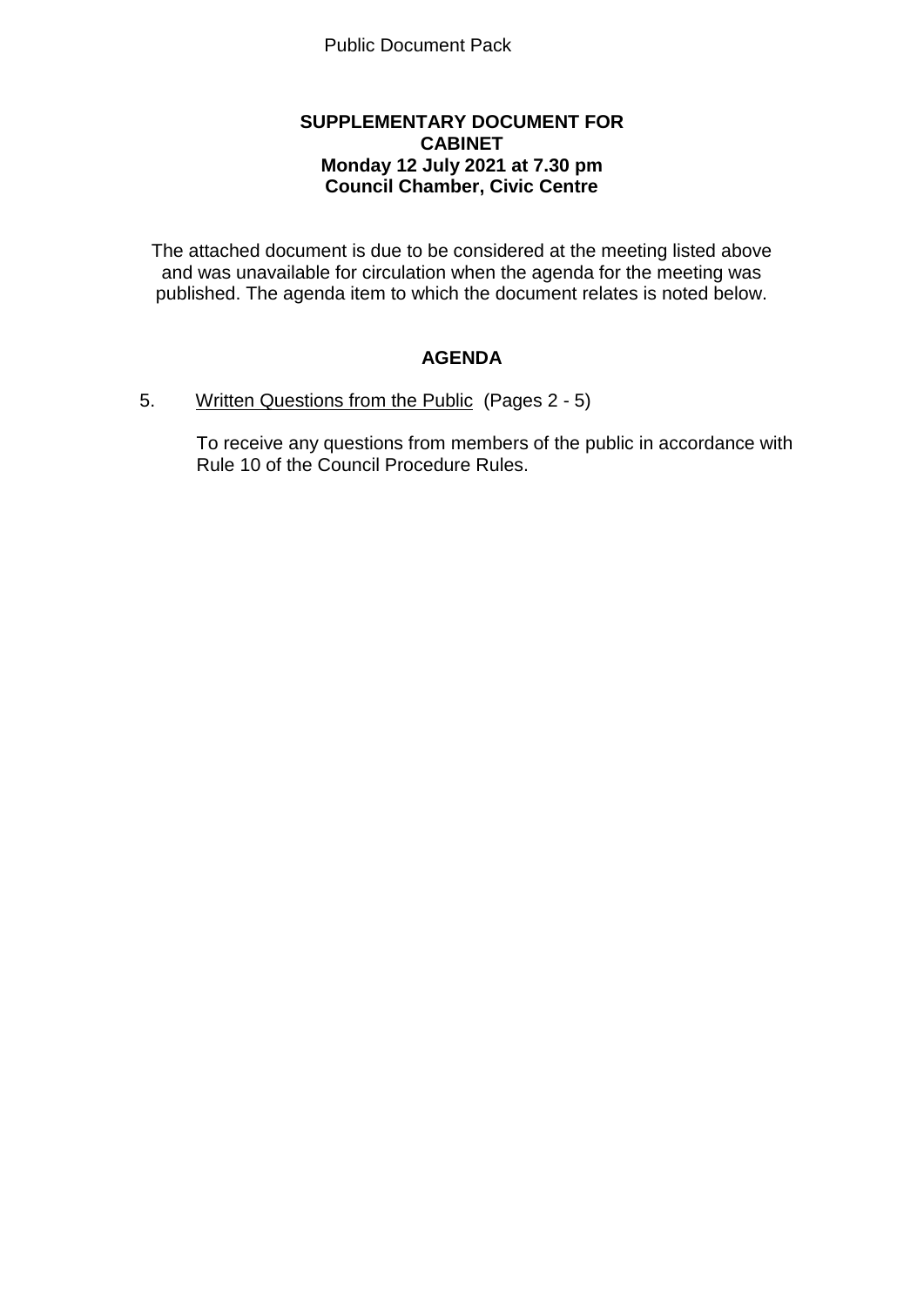Public Document Pack

**SUPPLEMENTARY DOCUMENT FOR CABINET**
**Monday 12 July 2021 at 7.30 pm**
**Council Chamber, Civic Centre**

The attached document is due to be considered at the meeting listed above and was unavailable for circulation when the agenda for the meeting was published. The agenda item to which the document relates is noted below.

## AGENDA

5. Written Questions from the Public (Pages 2 - 5)

   To receive any questions from members of the public in accordance with Rule 10 of the Council Procedure Rules.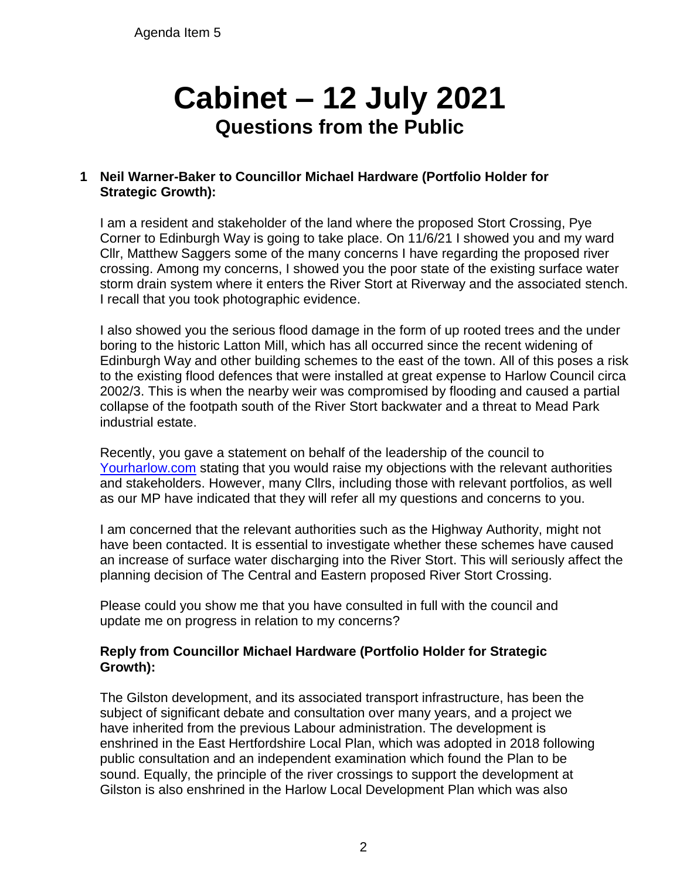Agenda Item 5

# Cabinet – 12 July 2021

## Questions from the Public

### 1 Neil Warner-Baker to Councillor Michael Hardware (Portfolio Holder for Strategic Growth):

I am a resident and stakeholder of the land where the proposed Stort Crossing, Pye Corner to Edinburgh Way is going to take place. On 11/6/21 I showed you and my ward Cllr, Matthew Saggers some of the many concerns I have regarding the proposed river crossing. Among my concerns, I showed you the poor state of the existing surface water storm drain system where it enters the River Stort at Riverway and the associated stench. I recall that you took photographic evidence.

I also showed you the serious flood damage in the form of up rooted trees and the under boring to the historic Latton Mill, which has all occurred since the recent widening of Edinburgh Way and other building schemes to the east of the town. All of this poses a risk to the existing flood defences that were installed at great expense to Harlow Council circa 2002/3. This is when the nearby weir was compromised by flooding and caused a partial collapse of the footpath south of the River Stort backwater and a threat to Mead Park industrial estate.

Recently, you gave a statement on behalf of the leadership of the council to [Yourharlow.com](Yourharlow.com) stating that you would raise my objections with the relevant authorities and stakeholders. However, many Cllrs, including those with relevant portfolios, as well as our MP have indicated that they will refer all my questions and concerns to you.

I am concerned that the relevant authorities such as the Highway Authority, might not have been contacted. It is essential to investigate whether these schemes have caused an increase of surface water discharging into the River Stort. This will seriously affect the planning decision of The Central and Eastern proposed River Stort Crossing.

Please could you show me that you have consulted in full with the council and update me on progress in relation to my concerns?

#### Reply from Councillor Michael Hardware (Portfolio Holder for Strategic Growth):

The Gilston development, and its associated transport infrastructure, has been the subject of significant debate and consultation over many years, and a project we have inherited from the previous Labour administration. The development is enshrined in the East Hertfordshire Local Plan, which was adopted in 2018 following public consultation and an independent examination which found the Plan to be sound. Equally, the principle of the river crossings to support the development at Gilston is also enshrined in the Harlow Local Development Plan which was also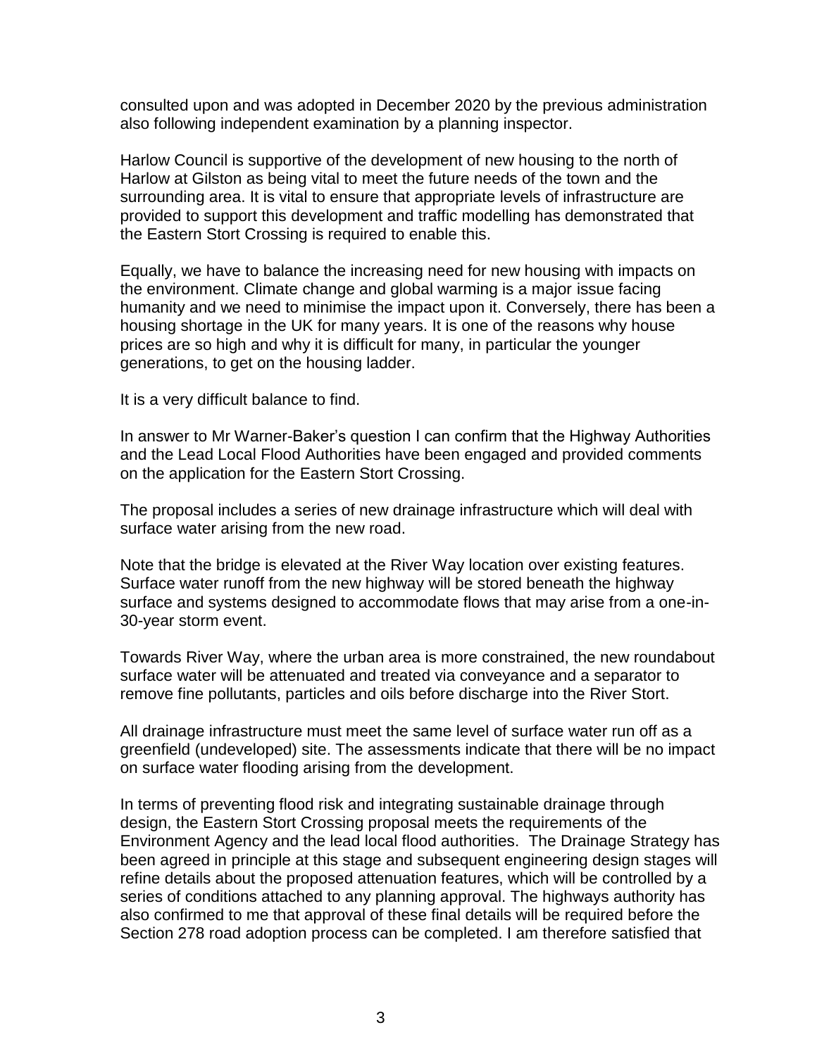consulted upon and was adopted in December 2020 by the previous administration also following independent examination by a planning inspector.

Harlow Council is supportive of the development of new housing to the north of Harlow at Gilston as being vital to meet the future needs of the town and the surrounding area. It is vital to ensure that appropriate levels of infrastructure are provided to support this development and traffic modelling has demonstrated that the Eastern Stort Crossing is required to enable this.

Equally, we have to balance the increasing need for new housing with impacts on the environment. Climate change and global warming is a major issue facing humanity and we need to minimise the impact upon it. Conversely, there has been a housing shortage in the UK for many years. It is one of the reasons why house prices are so high and why it is difficult for many, in particular the younger generations, to get on the housing ladder.

It is a very difficult balance to find.

In answer to Mr Warner-Baker's question I can confirm that the Highway Authorities and the Lead Local Flood Authorities have been engaged and provided comments on the application for the Eastern Stort Crossing.

The proposal includes a series of new drainage infrastructure which will deal with surface water arising from the new road.

Note that the bridge is elevated at the River Way location over existing features. Surface water runoff from the new highway will be stored beneath the highway surface and systems designed to accommodate flows that may arise from a one-in-30-year storm event.

Towards River Way, where the urban area is more constrained, the new roundabout surface water will be attenuated and treated via conveyance and a separator to remove fine pollutants, particles and oils before discharge into the River Stort.

All drainage infrastructure must meet the same level of surface water run off as a greenfield (undeveloped) site. The assessments indicate that there will be no impact on surface water flooding arising from the development.

In terms of preventing flood risk and integrating sustainable drainage through design, the Eastern Stort Crossing proposal meets the requirements of the Environment Agency and the lead local flood authorities. The Drainage Strategy has been agreed in principle at this stage and subsequent engineering design stages will refine details about the proposed attenuation features, which will be controlled by a series of conditions attached to any planning approval. The highways authority has also confirmed to me that approval of these final details will be required before the Section 278 road adoption process can be completed. I am therefore satisfied that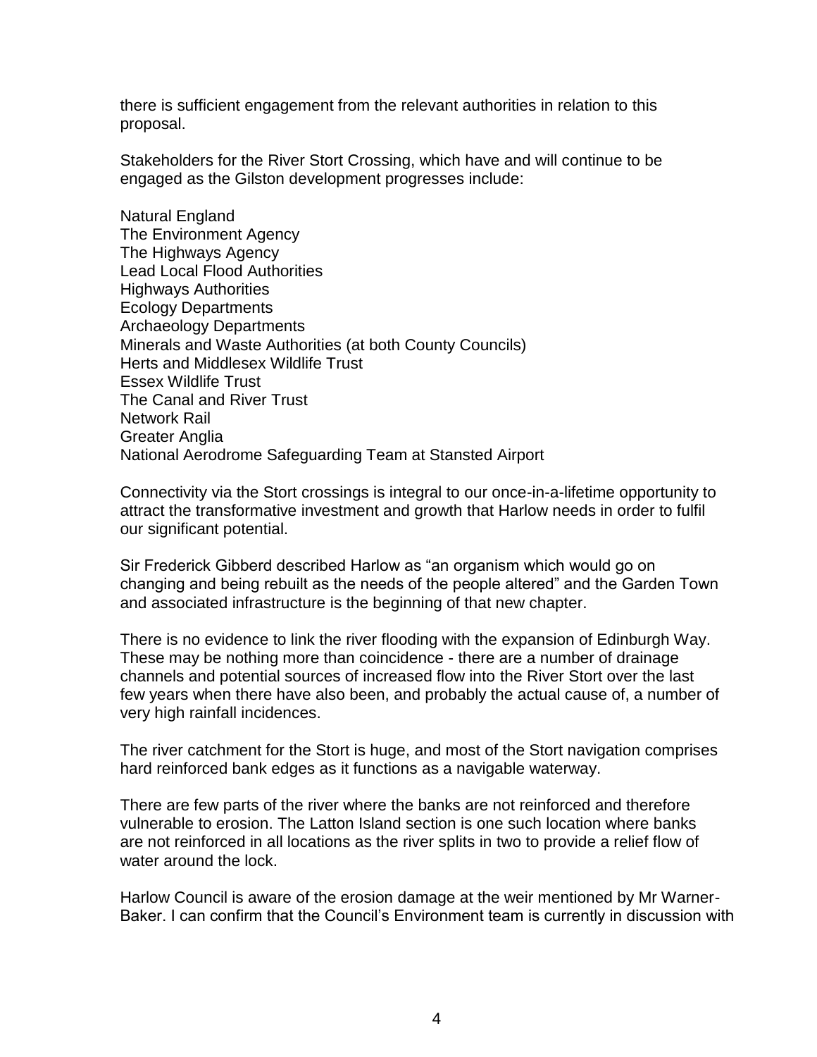there is sufficient engagement from the relevant authorities in relation to this proposal.

Stakeholders for the River Stort Crossing, which have and will continue to be engaged as the Gilston development progresses include:

Natural England
The Environment Agency
The Highways Agency
Lead Local Flood Authorities
Highways Authorities
Ecology Departments
Archaeology Departments
Minerals and Waste Authorities (at both County Councils)
Herts and Middlesex Wildlife Trust
Essex Wildlife Trust
The Canal and River Trust
Network Rail
Greater Anglia
National Aerodrome Safeguarding Team at Stansted Airport

Connectivity via the Stort crossings is integral to our once-in-a-lifetime opportunity to attract the transformative investment and growth that Harlow needs in order to fulfil our significant potential.

Sir Frederick Gibberd described Harlow as "an organism which would go on changing and being rebuilt as the needs of the people altered" and the Garden Town and associated infrastructure is the beginning of that new chapter.

There is no evidence to link the river flooding with the expansion of Edinburgh Way. These may be nothing more than coincidence - there are a number of drainage channels and potential sources of increased flow into the River Stort over the last few years when there have also been, and probably the actual cause of, a number of very high rainfall incidences.

The river catchment for the Stort is huge, and most of the Stort navigation comprises hard reinforced bank edges as it functions as a navigable waterway.

There are few parts of the river where the banks are not reinforced and therefore vulnerable to erosion. The Latton Island section is one such location where banks are not reinforced in all locations as the river splits in two to provide a relief flow of water around the lock.

Harlow Council is aware of the erosion damage at the weir mentioned by Mr Warner-Baker. I can confirm that the Council's Environment team is currently in discussion with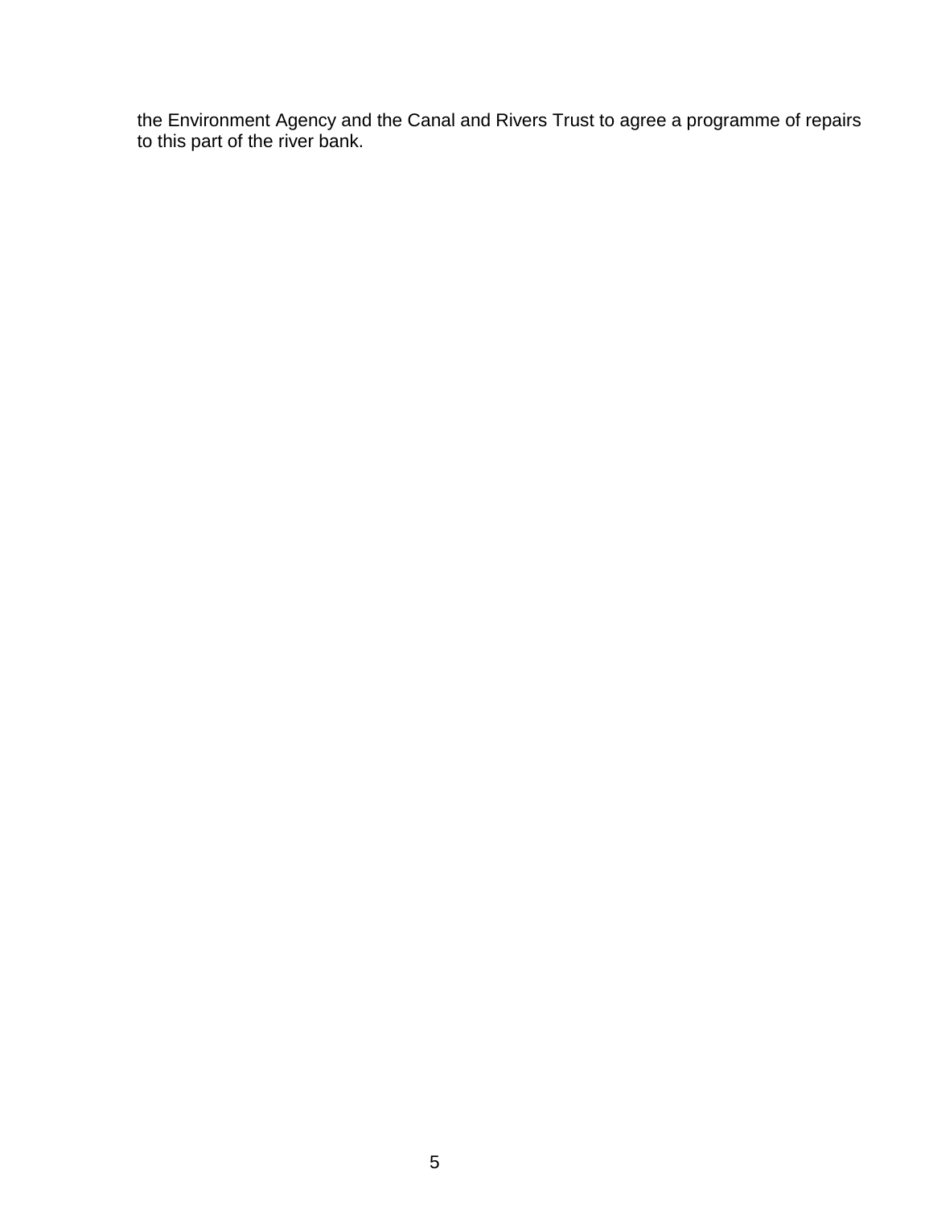the Environment Agency and the Canal and Rivers Trust to agree a programme of repairs to this part of the river bank.